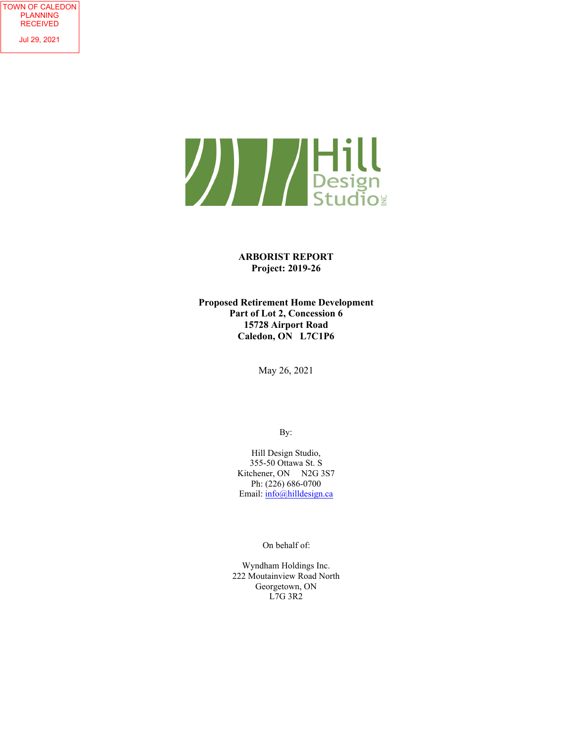TOWN OF CALEDON
PLANNING
RECEIVED

Jul 29, 2021

Hill Design Studio INC

**ARBORIST REPORT**
**Project: 2019-26**

**Proposed Retirement Home Development**
**Part of Lot 2, Concession 6**
**15728 Airport Road**
**Caledon, ON L7C1P6**

May 26, 2021

By:

Hill Design Studio,
355-50 Ottawa St. S
Kitchener, ON N2G 3S7
Ph: (226) 686-0700
Email: info@hilldesign.ca

On behalf of:

Wyndham Holdings Inc.
222 Moutainview Road North
Georgetown, ON
L7G 3R2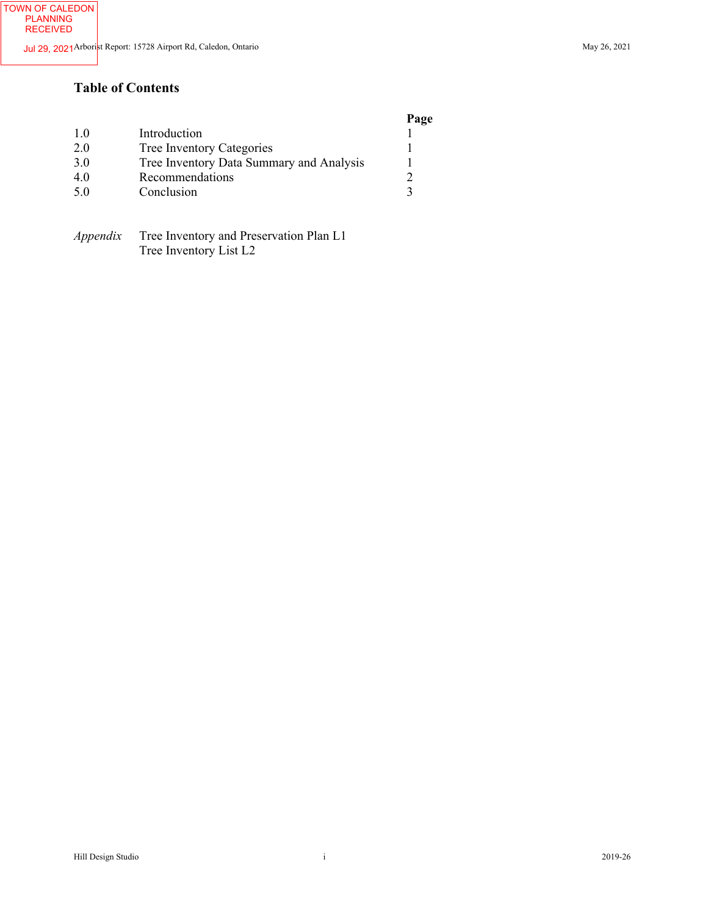## Table of Contents

| | | Page |
|---|---|---|
| 1.0 | Introduction | 1 |
| 2.0 | Tree Inventory Categories | 1 |
| 3.0 | Tree Inventory Data Summary and Analysis | 1 |
| 4.0 | Recommendations | 2 |
| 5.0 | Conclusion | 3 |

*Appendix* Tree Inventory and Preservation Plan L1
Tree Inventory List L2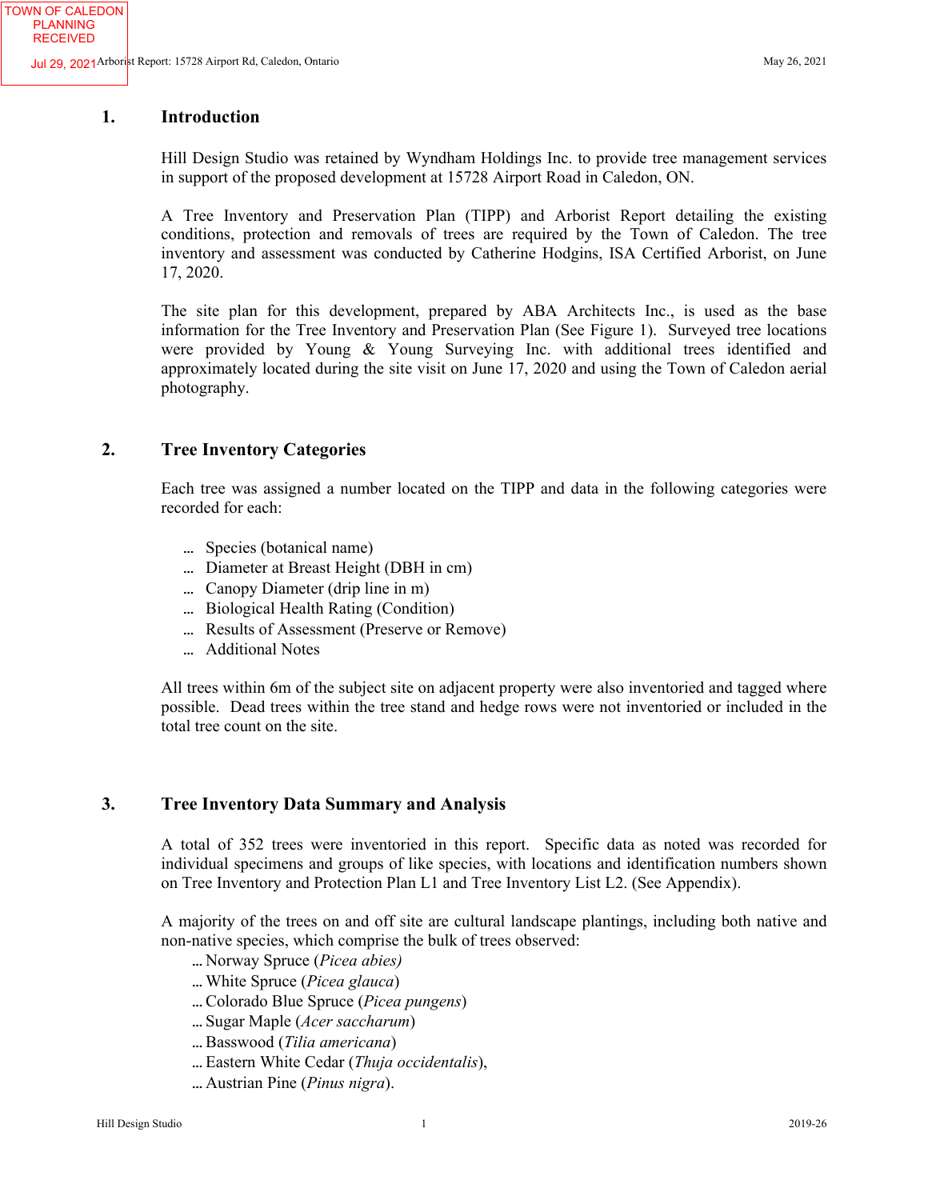## 1. Introduction

Hill Design Studio was retained by Wyndham Holdings Inc. to provide tree management services in support of the proposed development at 15728 Airport Road in Caledon, ON.

A Tree Inventory and Preservation Plan (TIPP) and Arborist Report detailing the existing conditions, protection and removals of trees are required by the Town of Caledon. The tree inventory and assessment was conducted by Catherine Hodgins, ISA Certified Arborist, on June 17, 2020.

The site plan for this development, prepared by ABA Architects Inc., is used as the base information for the Tree Inventory and Preservation Plan (See Figure 1). Surveyed tree locations were provided by Young & Young Surveying Inc. with additional trees identified and approximately located during the site visit on June 17, 2020 and using the Town of Caledon aerial photography.

## 2. Tree Inventory Categories

Each tree was assigned a number located on the TIPP and data in the following categories were recorded for each:

- Species (botanical name)
- Diameter at Breast Height (DBH in cm)
- Canopy Diameter (drip line in m)
- Biological Health Rating (Condition)
- Results of Assessment (Preserve or Remove)
- Additional Notes

All trees within 6m of the subject site on adjacent property were also inventoried and tagged where possible. Dead trees within the tree stand and hedge rows were not inventoried or included in the total tree count on the site.

## 3. Tree Inventory Data Summary and Analysis

A total of 352 trees were inventoried in this report. Specific data as noted was recorded for individual specimens and groups of like species, with locations and identification numbers shown on Tree Inventory and Protection Plan L1 and Tree Inventory List L2. (See Appendix).

A majority of the trees on and off site are cultural landscape plantings, including both native and non-native species, which comprise the bulk of trees observed:

- Norway Spruce (*Picea abies)*
- White Spruce (*Picea glauca*)
- Colorado Blue Spruce (*Picea pungens*)
- Sugar Maple (*Acer saccharum*)
- Basswood (*Tilia americana*)
- Eastern White Cedar (*Thuja occidentalis*),
- Austrian Pine (*Pinus nigra*).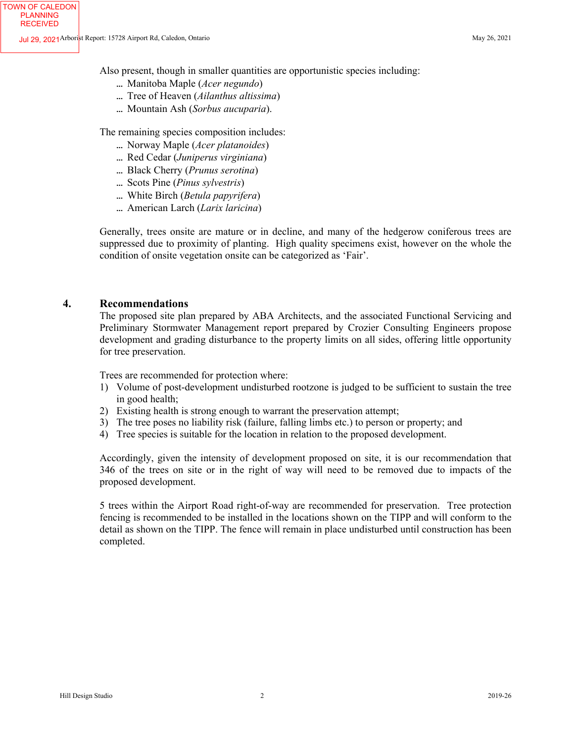Also present, though in smaller quantities are opportunistic species including:

- Manitoba Maple (*Acer negundo*)
- Tree of Heaven (*Ailanthus altissima*)
- Mountain Ash (*Sorbus aucuparia*).

The remaining species composition includes:

- Norway Maple (*Acer platanoides*)
- Red Cedar (*Juniperus virginiana*)
- Black Cherry (*Prunus serotina*)
- Scots Pine (*Pinus sylvestris*)
- White Birch (*Betula papyrifera*)
- American Larch (*Larix laricina*)

Generally, trees onsite are mature or in decline, and many of the hedgerow coniferous trees are suppressed due to proximity of planting. High quality specimens exist, however on the whole the condition of onsite vegetation onsite can be categorized as 'Fair'.

## 4. Recommendations

The proposed site plan prepared by ABA Architects, and the associated Functional Servicing and Preliminary Stormwater Management report prepared by Crozier Consulting Engineers propose development and grading disturbance to the property limits on all sides, offering little opportunity for tree preservation.

Trees are recommended for protection where:

1) Volume of post-development undisturbed rootzone is judged to be sufficient to sustain the tree in good health;
2) Existing health is strong enough to warrant the preservation attempt;
3) The tree poses no liability risk (failure, falling limbs etc.) to person or property; and
4) Tree species is suitable for the location in relation to the proposed development.

Accordingly, given the intensity of development proposed on site, it is our recommendation that 346 of the trees on site or in the right of way will need to be removed due to impacts of the proposed development.

5 trees within the Airport Road right-of-way are recommended for preservation. Tree protection fencing is recommended to be installed in the locations shown on the TIPP and will conform to the detail as shown on the TIPP. The fence will remain in place undisturbed until construction has been completed.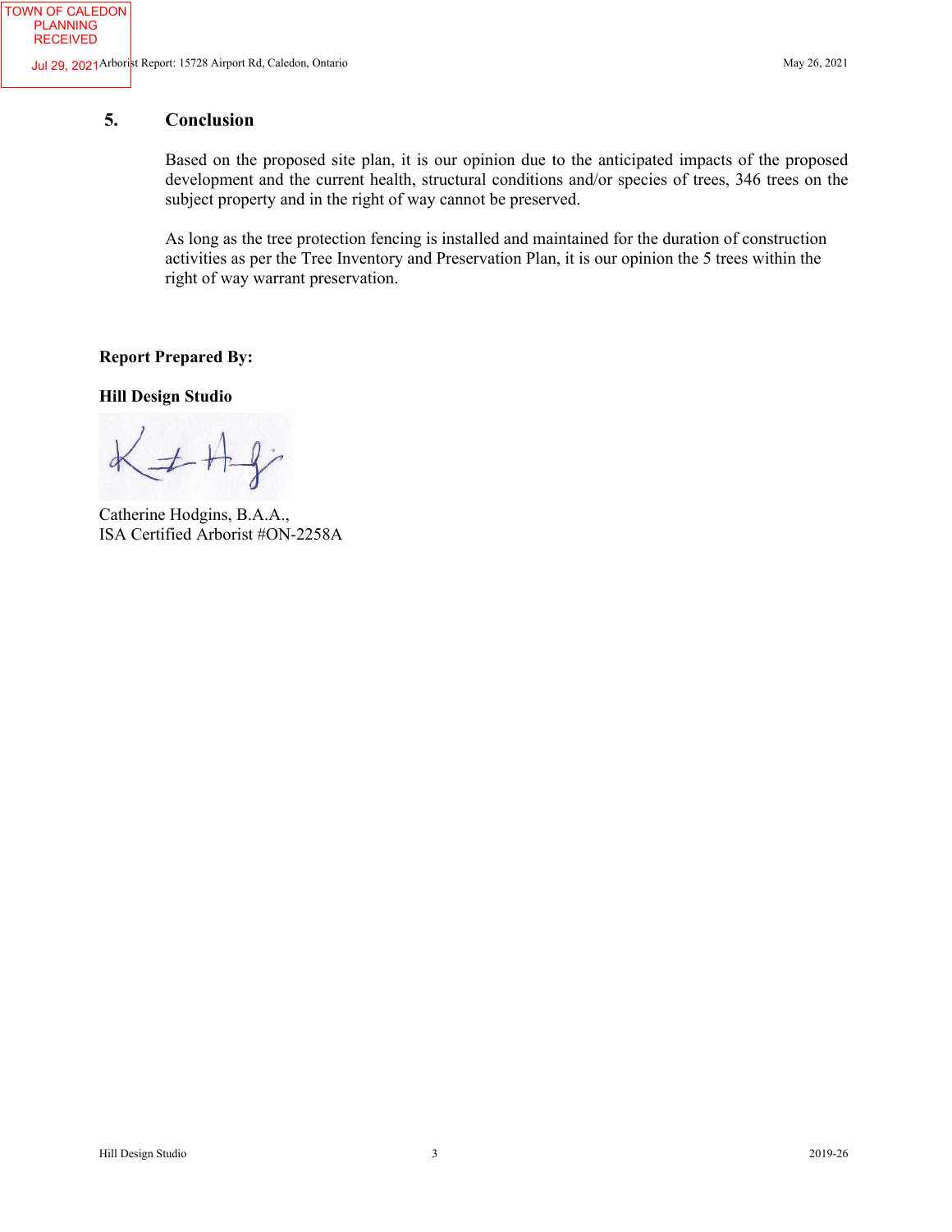## 5. Conclusion

Based on the proposed site plan, it is our opinion due to the anticipated impacts of the proposed development and the current health, structural conditions and/or species of trees, 346 trees on the subject property and in the right of way cannot be preserved.

As long as the tree protection fencing is installed and maintained for the duration of construction activities as per the Tree Inventory and Preservation Plan, it is our opinion the 5 trees within the right of way warrant preservation.

**Report Prepared By:**

**Hill Design Studio**

Catherine Hodgins, B.A.A.,
ISA Certified Arborist #ON-2258A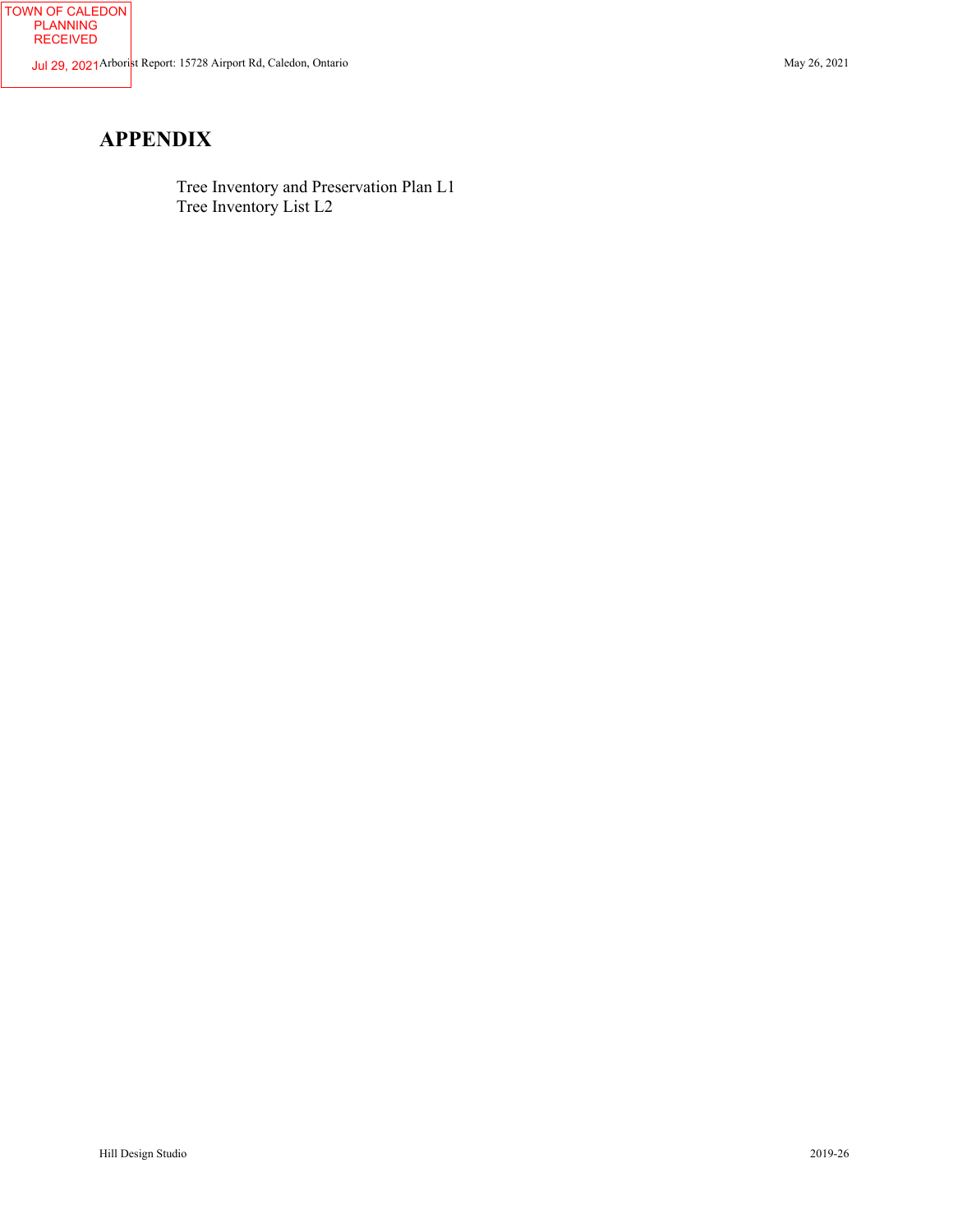# APPENDIX

Tree Inventory and Preservation Plan L1
Tree Inventory List L2